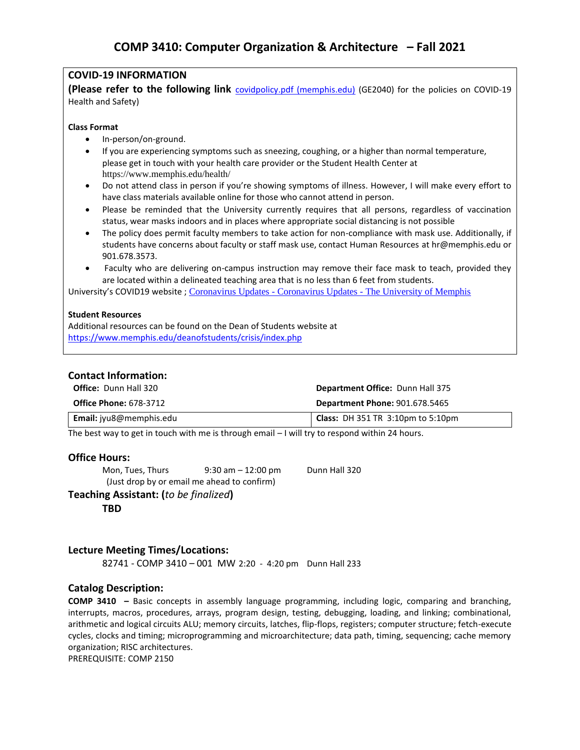# COMP 3410: Computer Organization & Architecture – Fall 2021

**COVID-19 INFORMATION**

**(Please refer to the following link** [covidpolicy.pdf (memphis.edu)](covidpolicy.pdf) (GE2040) for the policies on COVID-19 Health and Safety)

**Class Format**

- In-person/on-ground.
- If you are experiencing symptoms such as sneezing, coughing, or a higher than normal temperature, please get in touch with your health care provider or the Student Health Center at https://www.memphis.edu/health/
- Do not attend class in person if you're showing symptoms of illness. However, I will make every effort to have class materials available online for those who cannot attend in person.
- Please be reminded that the University currently requires that all persons, regardless of vaccination status, wear masks indoors and in places where appropriate social distancing is not possible
- The policy does permit faculty members to take action for non-compliance with mask use. Additionally, if students have concerns about faculty or staff mask use, contact Human Resources at hr@memphis.edu or 901.678.3573.
- Faculty who are delivering on-campus instruction may remove their face mask to teach, provided they are located within a delineated teaching area that is no less than 6 feet from students.

University's COVID19 website ; Coronavirus Updates - Coronavirus Updates - The University of Memphis

**Student Resources**

Additional resources can be found on the Dean of Students website at https://www.memphis.edu/deanofstudents/crisis/index.php

## Contact Information:

| | |
|---|---|
| **Office:** Dunn Hall 320 | **Department Office:** Dunn Hall 375 |
| **Office Phone:** 678-3712 | **Department Phone:** 901.678.5465 |
| **Email:** jyu8@memphis.edu | **Class:** DH 351 TR 3:10pm to 5:10pm |

The best way to get in touch with me is through email – I will try to respond within 24 hours.

## Office Hours:

Mon, Tues, Thurs 9:30 am – 12:00 pm Dunn Hall 320
(Just drop by or email me ahead to confirm)

## Teaching Assistant: (*to be finalized*)

**TBD**

## Lecture Meeting Times/Locations:

82741 - COMP 3410 – 001 MW 2:20 - 4:20 pm Dunn Hall 233

## Catalog Description:

**COMP 3410 –** Basic concepts in assembly language programming, including logic, comparing and branching, interrupts, macros, procedures, arrays, program design, testing, debugging, loading, and linking; combinational, arithmetic and logical circuits ALU; memory circuits, latches, flip-flops, registers; computer structure; fetch-execute cycles, clocks and timing; microprogramming and microarchitecture; data path, timing, sequencing; cache memory organization; RISC architectures.

PREREQUISITE: COMP 2150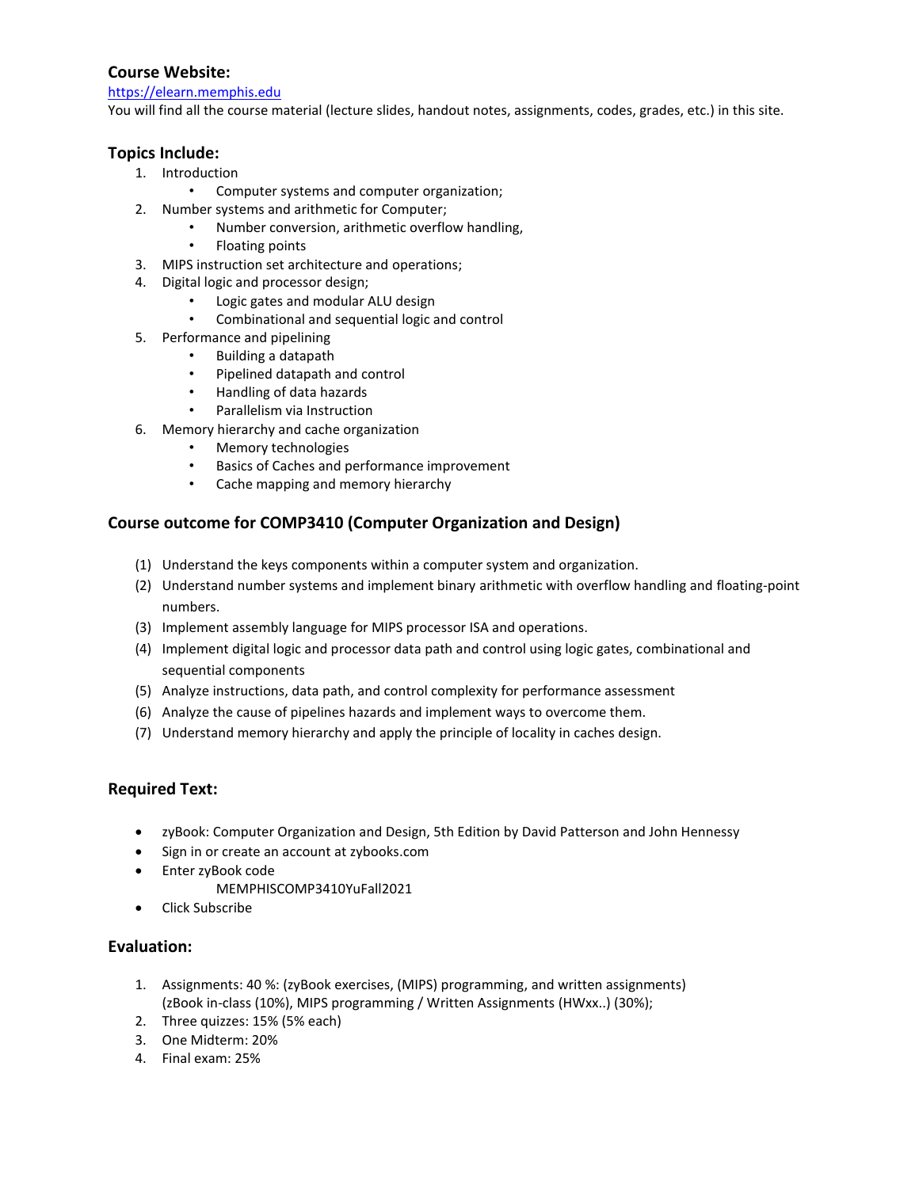### Course Website:

https://elearn.memphis.edu

You will find all the course material (lecture slides, handout notes, assignments, codes, grades, etc.) in this site.

### Topics Include:

1. Introduction
   - Computer systems and computer organization;
2. Number systems and arithmetic for Computer;
   - Number conversion, arithmetic overflow handling,
   - Floating points
3. MIPS instruction set architecture and operations;
4. Digital logic and processor design;
   - Logic gates and modular ALU design
   - Combinational and sequential logic and control
5. Performance and pipelining
   - Building a datapath
   - Pipelined datapath and control
   - Handling of data hazards
   - Parallelism via Instruction
6. Memory hierarchy and cache organization
   - Memory technologies
   - Basics of Caches and performance improvement
   - Cache mapping and memory hierarchy

### Course outcome for COMP3410 (Computer Organization and Design)

(1) Understand the keys components within a computer system and organization.

(2) Understand number systems and implement binary arithmetic with overflow handling and floating-point numbers.

(3) Implement assembly language for MIPS processor ISA and operations.

(4) Implement digital logic and processor data path and control using logic gates, combinational and sequential components

(5) Analyze instructions, data path, and control complexity for performance assessment

(6) Analyze the cause of pipelines hazards and implement ways to overcome them.

(7) Understand memory hierarchy and apply the principle of locality in caches design.

### Required Text:

- zyBook: Computer Organization and Design, 5th Edition by David Patterson and John Hennessy
- Sign in or create an account at zybooks.com
- Enter zyBook code
  MEMPHISCOMP3410YuFall2021
- Click Subscribe

### Evaluation:

1. Assignments: 40 %: (zyBook exercises, (MIPS) programming, and written assignments) (zBook in-class (10%), MIPS programming / Written Assignments (HWxx..) (30%);
2. Three quizzes: 15% (5% each)
3. One Midterm: 20%
4. Final exam: 25%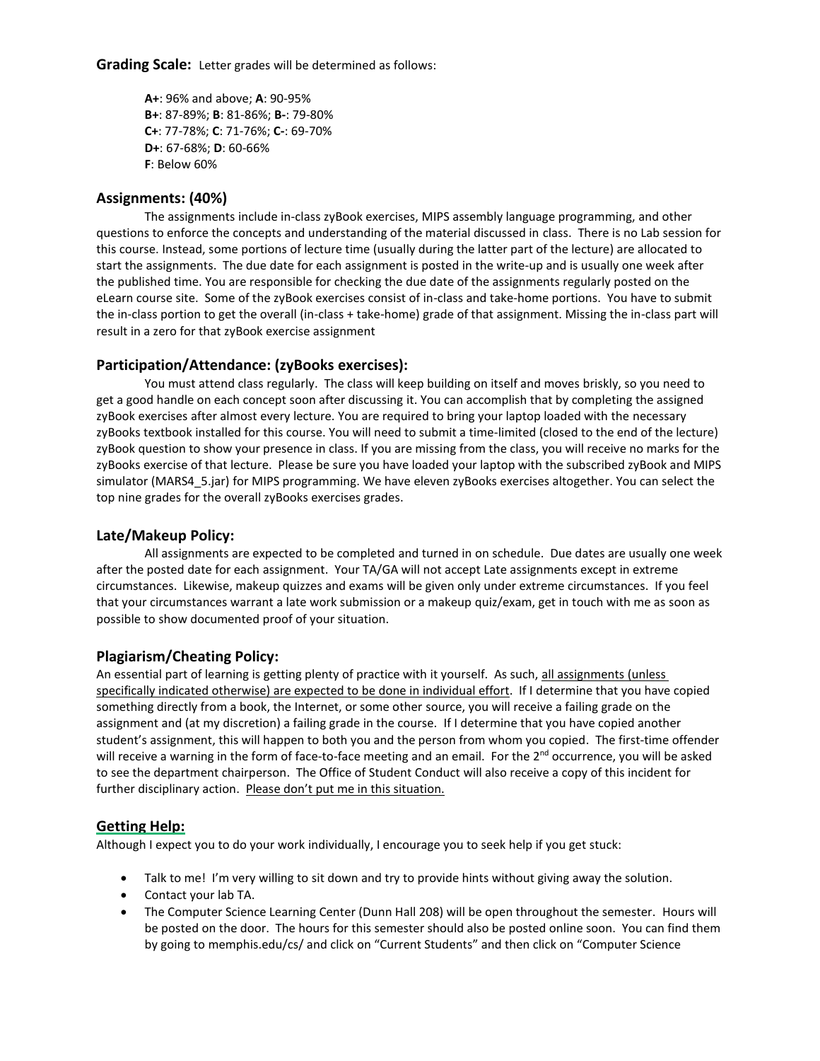**Grading Scale:** Letter grades will be determined as follows:

**A+**: 96% and above; **A**: 90-95%
**B+**: 87-89%; **B**: 81-86%; **B-**: 79-80%
**C+**: 77-78%; **C**: 71-76%; **C-**: 69-70%
**D+**: 67-68%; **D**: 60-66%
**F**: Below 60%

## Assignments: (40%)

The assignments include in-class zyBook exercises, MIPS assembly language programming, and other questions to enforce the concepts and understanding of the material discussed in class. There is no Lab session for this course. Instead, some portions of lecture time (usually during the latter part of the lecture) are allocated to start the assignments. The due date for each assignment is posted in the write-up and is usually one week after the published time. You are responsible for checking the due date of the assignments regularly posted on the eLearn course site. Some of the zyBook exercises consist of in-class and take-home portions. You have to submit the in-class portion to get the overall (in-class + take-home) grade of that assignment. Missing the in-class part will result in a zero for that zyBook exercise assignment

## Participation/Attendance: (zyBooks exercises):

You must attend class regularly. The class will keep building on itself and moves briskly, so you need to get a good handle on each concept soon after discussing it. You can accomplish that by completing the assigned zyBook exercises after almost every lecture. You are required to bring your laptop loaded with the necessary zyBooks textbook installed for this course. You will need to submit a time-limited (closed to the end of the lecture) zyBook question to show your presence in class. If you are missing from the class, you will receive no marks for the zyBooks exercise of that lecture. Please be sure you have loaded your laptop with the subscribed zyBook and MIPS simulator (MARS4_5.jar) for MIPS programming. We have eleven zyBooks exercises altogether. You can select the top nine grades for the overall zyBooks exercises grades.

## Late/Makeup Policy:

All assignments are expected to be completed and turned in on schedule. Due dates are usually one week after the posted date for each assignment. Your TA/GA will not accept Late assignments except in extreme circumstances. Likewise, makeup quizzes and exams will be given only under extreme circumstances. If you feel that your circumstances warrant a late work submission or a makeup quiz/exam, get in touch with me as soon as possible to show documented proof of your situation.

## Plagiarism/Cheating Policy:

An essential part of learning is getting plenty of practice with it yourself. As such, <u>all assignments (unless specifically indicated otherwise) are expected to be done in individual effort</u>. If I determine that you have copied something directly from a book, the Internet, or some other source, you will receive a failing grade on the assignment and (at my discretion) a failing grade in the course. If I determine that you have copied another student's assignment, this will happen to both you and the person from whom you copied. The first-time offender will receive a warning in the form of face-to-face meeting and an email. For the 2nd occurrence, you will be asked to see the department chairperson. The Office of Student Conduct will also receive a copy of this incident for further disciplinary action. <u>Please don't put me in this situation.</u>

## Getting Help:

Although I expect you to do your work individually, I encourage you to seek help if you get stuck:

- Talk to me! I'm very willing to sit down and try to provide hints without giving away the solution.
- Contact your lab TA.
- The Computer Science Learning Center (Dunn Hall 208) will be open throughout the semester. Hours will be posted on the door. The hours for this semester should also be posted online soon. You can find them by going to memphis.edu/cs/ and click on "Current Students" and then click on "Computer Science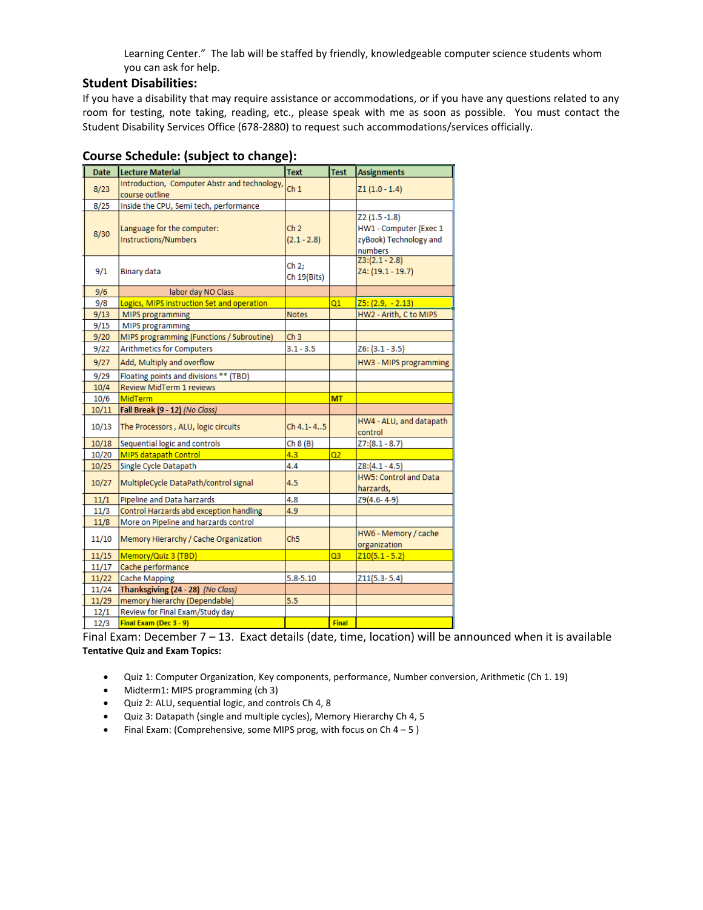Learning Center." The lab will be staffed by friendly, knowledgeable computer science students whom you can ask for help.

## Student Disabilities:

If you have a disability that may require assistance or accommodations, or if you have any questions related to any room for testing, note taking, reading, etc., please speak with me as soon as possible. You must contact the Student Disability Services Office (678-2880) to request such accommodations/services officially.

## Course Schedule: (subject to change):

| Date | Lecture Material | Text | Test | Assignments |
|---|---|---|---|---|
| 8/23 | Introduction, Computer Abstr and technology, course outline | Ch 1 | | Z1 (1.0 - 1.4) |
| 8/25 | Inside the CPU, Semi tech, performance | | | |
| 8/30 | Language for the computer: Instructions/Numbers | Ch 2 (2.1 - 2.8) | | Z2 (1.5 -1.8) HW1 - Computer (Exec 1 zyBook) Technology and numbers |
| 9/1 | Binary data | Ch 2; Ch 19(Bits) | | Z3:(2.1 - 2.8) Z4: (19.1 - 19.7) |
| 9/6 | labor day NO Class | | | |
| 9/8 | Logics, MIPS instruction Set and operation | | Q1 | Z5: (2.9, - 2.13) |
| 9/13 | MIPS programming | Notes | | HW2 - Arith, C to MIPS |
| 9/15 | MIPS programming | | | |
| 9/20 | MIPS programming (Functions / Subroutine) | Ch 3 | | |
| 9/22 | Arithmetics for Computers | 3.1 - 3.5 | | Z6: (3.1 - 3.5) |
| 9/27 | Add, Multiply and overflow | | | HW3 - MIPS programming |
| 9/29 | Floating points and divisions ** (TBD) | | | |
| 10/4 | Review MidTerm 1 reviews | | | |
| 10/6 | MidTerm | | MT | |
| 10/11 | **Fall Break (9 - 12)** *(No Class)* | | | |
| 10/13 | The Processors , ALU, logic circuits | Ch 4.1- 4..5 | | HW4 - ALU, and datapath control |
| 10/18 | Sequential logic and controls | Ch 8 (B) | | Z7:(8.1 - 8.7) |
| 10/20 | MIPS datapath Control | 4.3 | Q2 | |
| 10/25 | Single Cycle Datapath | 4.4 | | Z8:(4.1 - 4.5) |
| 10/27 | MultipleCycle DataPath/control signal | 4.5 | | HW5: Control and Data harzards, |
| 11/1 | Pipeline and Data harzards | 4.8 | | Z9(4.6- 4-9) |
| 11/3 | Control Harzards abd exception handling | 4.9 | | |
| 11/8 | More on Pipeline and harzards control | | | |
| 11/10 | Memory Hierarchy / Cache Organization | Ch5 | | HW6 - Memory / cache organization |
| 11/15 | Memory/Quiz 3 (TBD) | | Q3 | Z10(5.1 - 5.2) |
| 11/17 | Cache performance | | | |
| 11/22 | Cache Mapping | 5.8-5.10 | | Z11(5.3- 5.4) |
| 11/24 | **Thanksgiving (24 - 28)** *(No Class)* | | | |
| 11/29 | memory hierarchy (Dependable) | 5.5 | | |
| 12/1 | Review for Final Exam/Study day | | | |
| 12/3 | **Final Exam (Dec 3 - 9)** | | **Final** | |

Final Exam: December 7 – 13. Exact details (date, time, location) will be announced when it is available

**Tentative Quiz and Exam Topics:**

- Quiz 1: Computer Organization, Key components, performance, Number conversion, Arithmetic (Ch 1. 19)
- Midterm1: MIPS programming (ch 3)
- Quiz 2: ALU, sequential logic, and controls Ch 4, 8
- Quiz 3: Datapath (single and multiple cycles), Memory Hierarchy Ch 4, 5
- Final Exam: (Comprehensive, some MIPS prog, with focus on Ch 4 – 5 )